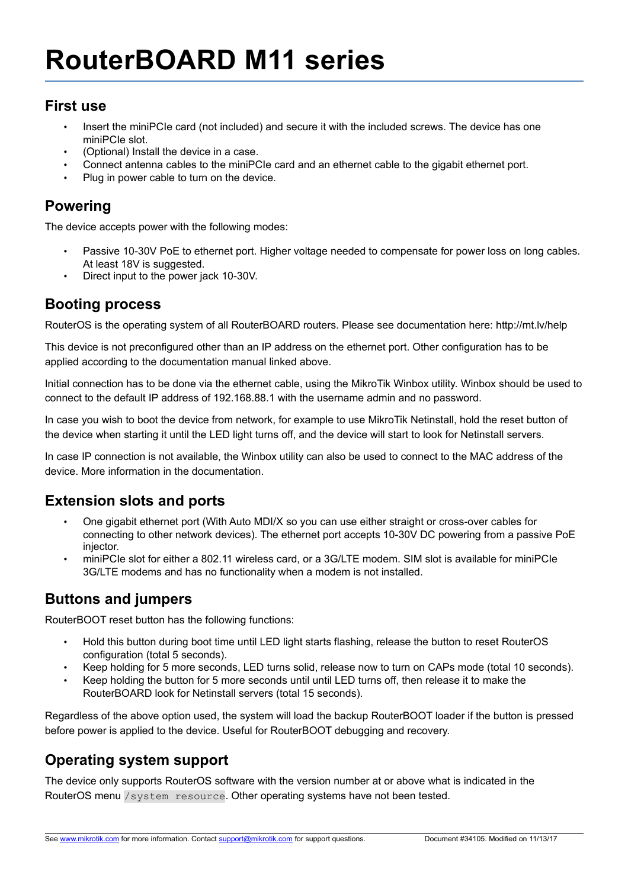# RouterBOARD M11 series

## First use

- Insert the miniPCIe card (not included) and secure it with the included screws. The device has one miniPCIe slot.
- (Optional) Install the device in a case.
- Connect antenna cables to the miniPCIe card and an ethernet cable to the gigabit ethernet port.
- Plug in power cable to turn on the device.

## Powering

The device accepts power with the following modes:

- Passive 10-30V PoE to ethernet port. Higher voltage needed to compensate for power loss on long cables. At least 18V is suggested.
- Direct input to the power jack 10-30V.

## Booting process

RouterOS is the operating system of all RouterBOARD routers. Please see documentation here: http://mt.lv/help

This device is not preconfigured other than an IP address on the ethernet port. Other configuration has to be applied according to the documentation manual linked above.

Initial connection has to be done via the ethernet cable, using the MikroTik Winbox utility. Winbox should be used to connect to the default IP address of 192.168.88.1 with the username admin and no password.

In case you wish to boot the device from network, for example to use MikroTik Netinstall, hold the reset button of the device when starting it until the LED light turns off, and the device will start to look for Netinstall servers.

In case IP connection is not available, the Winbox utility can also be used to connect to the MAC address of the device. More information in the documentation.

## Extension slots and ports

- One gigabit ethernet port (With Auto MDI/X so you can use either straight or cross-over cables for connecting to other network devices). The ethernet port accepts 10-30V DC powering from a passive PoE injector.
- miniPCIe slot for either a 802.11 wireless card, or a 3G/LTE modem. SIM slot is available for miniPCIe 3G/LTE modems and has no functionality when a modem is not installed.

## Buttons and jumpers

RouterBOOT reset button has the following functions:

- Hold this button during boot time until LED light starts flashing, release the button to reset RouterOS configuration (total 5 seconds).
- Keep holding for 5 more seconds, LED turns solid, release now to turn on CAPs mode (total 10 seconds).
- Keep holding the button for 5 more seconds until until LED turns off, then release it to make the RouterBOARD look for Netinstall servers (total 15 seconds).

Regardless of the above option used, the system will load the backup RouterBOOT loader if the button is pressed before power is applied to the device. Useful for RouterBOOT debugging and recovery.

## Operating system support

The device only supports RouterOS software with the version number at or above what is indicated in the RouterOS menu `/system resource`. Other operating systems have not been tested.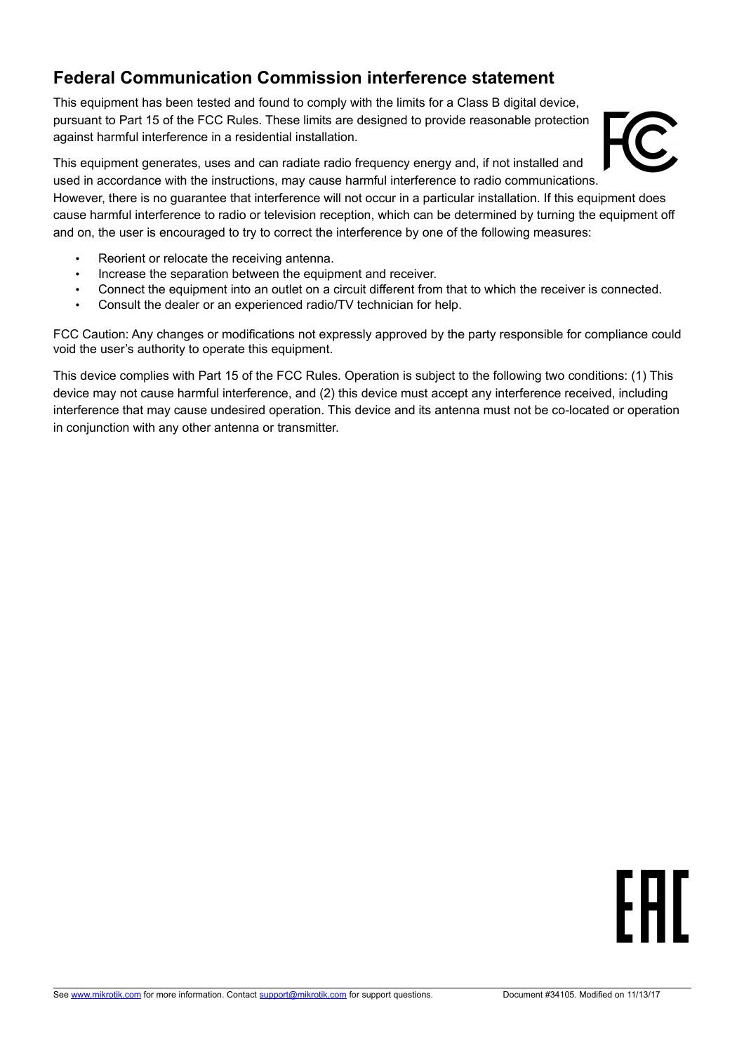## Federal Communication Commission interference statement

This equipment has been tested and found to comply with the limits for a Class B digital device, pursuant to Part 15 of the FCC Rules. These limits are designed to provide reasonable protection against harmful interference in a residential installation.

This equipment generates, uses and can radiate radio frequency energy and, if not installed and used in accordance with the instructions, may cause harmful interference to radio communications. However, there is no guarantee that interference will not occur in a particular installation. If this equipment does cause harmful interference to radio or television reception, which can be determined by turning the equipment off and on, the user is encouraged to try to correct the interference by one of the following measures:

- Reorient or relocate the receiving antenna.
- Increase the separation between the equipment and receiver.
- Connect the equipment into an outlet on a circuit different from that to which the receiver is connected.
- Consult the dealer or an experienced radio/TV technician for help.

FCC Caution: Any changes or modifications not expressly approved by the party responsible for compliance could void the user's authority to operate this equipment.

This device complies with Part 15 of the FCC Rules. Operation is subject to the following two conditions: (1) This device may not cause harmful interference, and (2) this device must accept any interference received, including interference that may cause undesired operation. This device and its antenna must not be co-located or operation in conjunction with any other antenna or transmitter.

See www.mikrotik.com for more information. Contact support@mikrotik.com for support questions. Document #34105. Modified on 11/13/17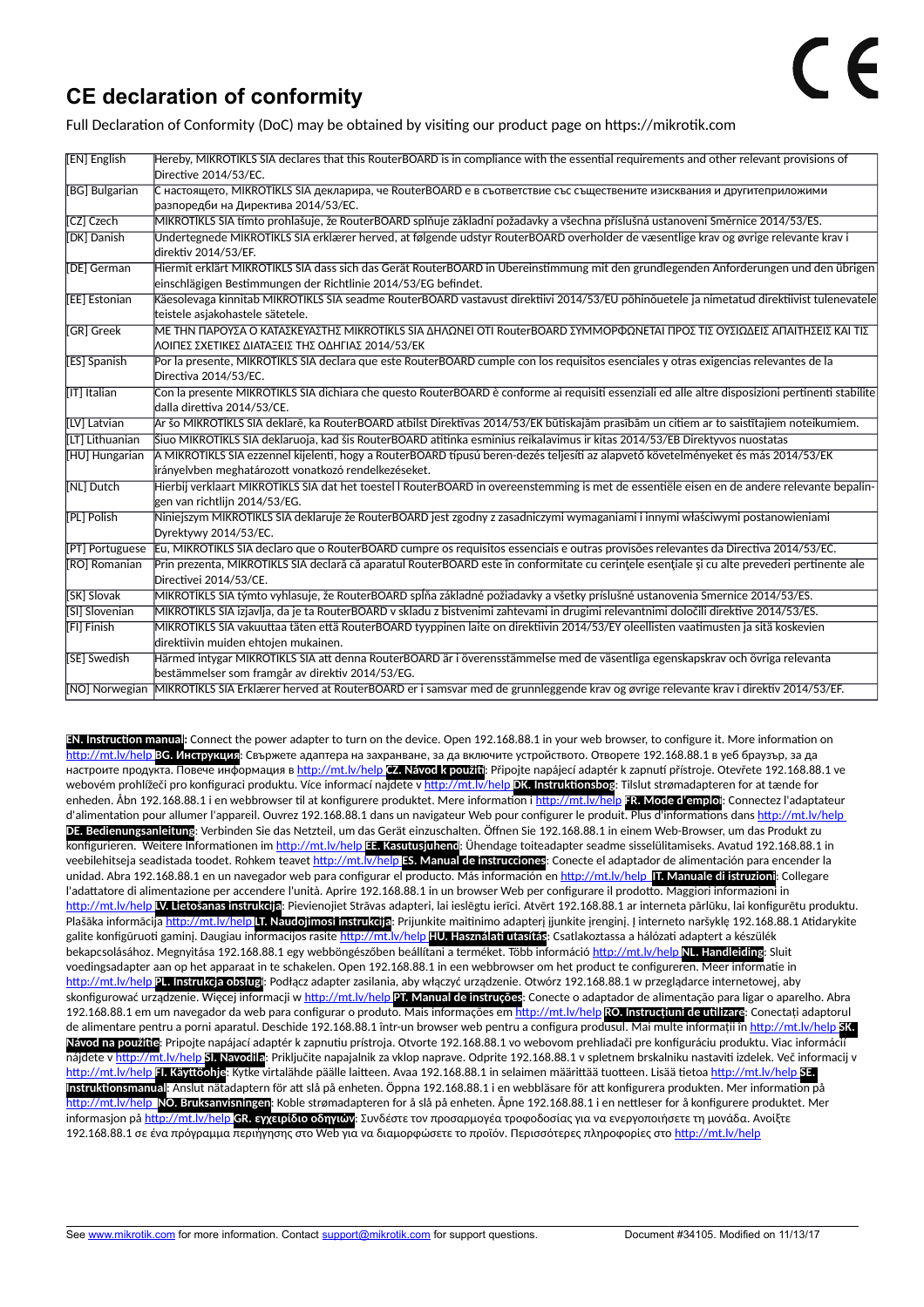# CE declaration of conformity

Full Declaration of Conformity (DoC) may be obtained by visiting our product page on https://mikrotik.com

| | |
|---|---|
| [EN] English | Hereby, MIKROTIKLS SIA declares that this RouterBOARD is in compliance with the essential requirements and other relevant provisions of Directive 2014/53/EC. |
| [BG] Bulgarian | С настоящето, MIKROTIKLS SIA декларира, че RouterBOARD е в съответствие със съществените изисквания и другитеприложими разпоредби на Директива 2014/53/EC. |
| [CZ] Czech | MIKROTIKLS SIA tímto prohlašuje, že RouterBOARD splňuje základní požadavky a všechna příslušná ustanoveni Směrnice 2014/53/ES. |
| [DK] Danish | Undertegnede MIKROTIKLS SIA erklærer herved, at følgende udstyr RouterBOARD overholder de væsentlige krav og øvrige relevante krav i direktiv 2014/53/EF. |
| [DE] German | Hiermit erklärt MIKROTIKLS SIA dass sich das Gerät RouterBOARD in Übereinstimmung mit den grundlegenden Anforderungen und den übrigen einschlägigen Bestimmungen der Richtlinie 2014/53/EG befindet. |
| [EE] Estonian | Käesolevaga kinnitab MIKROTIKLS SIA seadme RouterBOARD vastavust direktiivi 2014/53/EU põhinõuetele ja nimetatud direktiivist tulenevatele teistele asjakohastele sätetele. |
| [GR] Greek | ΜΕ ΤΗΝ ΠΑΡΟΥΣΑ Ο ΚΑΤΑΣΚΕΥΑΣΤΗΣ MIKROTIKLS SIA ΔΗΛΩΝΕΙ ΟΤΙ RouterBOARD ΣΥΜΜΟΡΦΩΝΕΤΑΙ ΠΡΟΣ ΤΙΣ ΟΥΣΙΩΔΕΙΣ ΑΠΑΙΤΗΣΕΙΣ ΚΑΙ ΤΙΣ ΛΟΙΠΕΣ ΣΧΕΤΙΚΕΣ ΔΙΑΤΑΞΕΙΣ ΤΗΣ ΟΔΗΓΙΑΣ 2014/53/ΕΚ |
| [ES] Spanish | Por la presente, MIKROTIKLS SIA declara que este RouterBOARD cumple con los requisitos esenciales y otras exigencias relevantes de la Directiva 2014/53/EC. |
| [IT] Italian | Con la presente MIKROTIKLS SIA dichiara che questo RouterBOARD è conforme ai requisiti essenziali ed alle altre disposizioni pertinenti stabilite dalla direttiva 2014/53/CE. |
| [LV] Latvian | Ar šo MIKROTIKLS SIA deklarē, ka RouterBOARD atbilst Direktīvas 2014/53/EK būtiskajām prasībām un citiem ar to saistītajiem noteikumiem. |
| [LT] Lithuanian | Šiuo MIKROTIKLS SIA deklaruoja, kad šis RouterBOARD atitinka esminius reikalavimus ir kitas 2014/53/EB Direktyvos nuostatas |
| [HU] Hungarian | A MIKROTIKLS SIA ezennel kijelenti, hogy a RouterBOARD típusú beren-dezés teljesíti az alapvető követelményeket és más 2014/53/EK irányelvben meghatározott vonatkozó rendelkezéseket. |
| [NL] Dutch | Hierbij verklaart MIKROTIKLS SIA dat het toestel l RouterBOARD in overeenstemming is met de essentiële eisen en de andere relevante bepalin-gen van richtlijn 2014/53/EG. |
| [PL] Polish | Niniejszym MIKROTIKLS SIA deklaruje że RouterBOARD jest zgodny z zasadniczymi wymaganiami i innymi właściwymi postanowieniami Dyrektywy 2014/53/EC. |
| [PT] Portuguese | Eu, MIKROTIKLS SIA declaro que o RouterBOARD cumpre os requisitos essenciais e outras provisões relevantes da Directiva 2014/53/EC. |
| [RO] Romanian | Prin prezenta, MIKROTIKLS SIA declară că aparatul RouterBOARD este în conformitate cu cerințele esențiale și cu alte prevederi pertinente ale Directivei 2014/53/CE. |
| [SK] Slovak | MIKROTIKLS SIA týmto vyhlasuje, že RouterBOARD spĺňa základné požiadavky a všetky príslušné ustanovenia Smernice 2014/53/ES. |
| [SI] Slovenian | MIKROTIKLS SIA izjavlja, da je ta RouterBOARD v skladu z bistvenimi zahtevami in drugimi relevantnimi določili direktive 2014/53/ES. |
| [FI] Finish | MIKROTIKLS SIA vakuuttaa täten että RouterBOARD tyyppinen laite on direktiivin 2014/53/EY oleellisten vaatimusten ja sitä koskevien direktiivin muiden ehtojen mukainen. |
| [SE] Swedish | Härmed intygar MIKROTIKLS SIA att denna RouterBOARD är i överensstämmelse med de väsentliga egenskapskrav och övriga relevanta bestämmelser som framgår av direktiv 2014/53/EG. |
| [NO] Norwegian | MIKROTIKLS SIA Erklærer herved at RouterBOARD er i samsvar med de grunnleggende krav og øvrige relevante krav i direktiv 2014/53/EF. |

**EN. Instruction manual**: Connect the power adapter to turn on the device. Open 192.168.88.1 in your web browser, to configure it. More information on http://mt.lv/help **BG. Инструкция**: Свържете адаптера на захранване, за да включите устройството. Отворете 192.168.88.1 в уеб браузър, за да настроите продукта. Повече информация в http://mt.lv/help **CZ. Návod k použití**: Připojte napájecí adaptér k zapnutí přístroje. Otevřete 192.168.88.1 ve webovém prohlížeči pro konfiguraci produktu. Více informací najdete v http://mt.lv/help **DK. Instruktionsbog**: Tilslut strømadapteren for at tænde for enheden. Åbn 192.168.88.1 i en webbrowser til at konfigurere produktet. Mere information i http://mt.lv/help **FR. Mode d'emploi**: Connectez l'adaptateur d'alimentation pour allumer l'appareil. Ouvrez 192.168.88.1 dans un navigateur Web pour configurer le produit. Plus d'informations dans http://mt.lv/help **DE. Bedienungsanleitung**: Verbinden Sie das Netzteil, um das Gerät einzuschalten. Öffnen Sie 192.168.88.1 in einem Web-Browser, um das Produkt zu konfigurieren. Weitere Informationen im http://mt.lv/help **EE. Kasutusjuhend**: Ühendage toiteadapter seadme sisselülitamiseks. Avatud 192.168.88.1 in veebilehitseja seadistada toodet. Rohkem teavet http://mt.lv/help **ES. Manual de instrucciones**: Conecte el adaptador de alimentación para encender la unidad. Abra 192.168.88.1 en un navegador web para configurar el producto. Más información en http://mt.lv/help **IT. Manuale di istruzioni**: Collegare l'adattatore di alimentazione per accendere l'unità. Aprire 192.168.88.1 in un browser Web per configurare il prodotto. Maggiori informazioni in http://mt.lv/help **LV. Lietošanas instrukcija**: Pievienojiet Strāvas adapteri, lai ieslēgtu ierīci. Atvērt 192.168.88.1 ar interneta pārlūku, lai konfigurētu produktu. Plašāka informācija http://mt.lv/help **LT. Naudojimosi instrukcija**: Prijunkite maitinimo adapterį įjunkite įrenginį. Į interneto naršyklę 192.168.88.1 Atidarykite galite konfigūruoti gaminį. Daugiau informacijos rasite http://mt.lv/help **HU. Használati utasítás**: Csatlakoztassa a hálózati adaptert a készülék bekapcsolásához. Megnyitása 192.168.88.1 egy webböngészőben beállítani a terméket. Több információ http://mt.lv/help **NL. Handleiding**: Sluit voedingsadapter aan op het apparaat in te schakelen. Open 192.168.88.1 in een webbrowser om het product te configureren. Meer informatie in http://mt.lv/help **PL. Instrukcja obsługi**: Podłącz adapter zasilania, aby włączyć urządzenie. Otwórz 192.168.88.1 w przeglądarce internetowej, aby skonfigurować urządzenie. Więcej informacji w http://mt.lv/help **PT. Manual de instruções**: Conecte o adaptador de alimentação para ligar o aparelho. Abra 192.168.88.1 em um navegador da web para configurar o produto. Mais informações em http://mt.lv/help **RO. Instrucțiuni de utilizare**: Conectați adaptorul de alimentare pentru a porni aparatul. Deschide 192.168.88.1 într-un browser web pentru a configura produsul. Mai multe informații în http://mt.lv/help **SK. Návod na použitie**: Pripojte napájací adaptér k zapnutiu prístroja. Otvorte 192.168.88.1 vo webovom prehliadači pre konfiguráciu produktu. Viac informácií nájdete v http://mt.lv/help **SI. Navodila**: Priključite napajalnik za vklop naprave. Odprite 192.168.88.1 v spletnem brskalniku nastaviti izdelek. Več informacij v http://mt.lv/help **FI. Käyttöohje**: Kytke virtalähde päälle laitteen. Avaa 192.168.88.1 in selaimen määrittää tuotteen. Lisää tietoa http://mt.lv/help **SE. Instruktionsmanual**: Anslut nätadaptern för att slå på enheten. Öppna 192.168.88.1 i en webbläsare för att konfigurera produkten. Mer information på http://mt.lv/help **NO. Bruksanvisningen**: Koble strømadapteren for å slå på enheten. Åpne 192.168.88.1 i en nettleser for å konfigurere produktet. Mer informasjon på http://mt.lv/help **GR. εγχειρίδιο οδηγιών**: Συνδέστε τον προσαρμογέα τροφοδοσίας για να ενεργοποιήσετε τη μονάδα. Ανοίξτε 192.168.88.1 σε ένα πρόγραμμα περιήγησης στο Web για να διαμορφώσετε το προϊόν. Περισσότερες πληροφορίες στο http://mt.lv/help

See www.mikrotik.com for more information. Contact support@mikrotik.com for support questions. Document #34105. Modified on 11/13/17